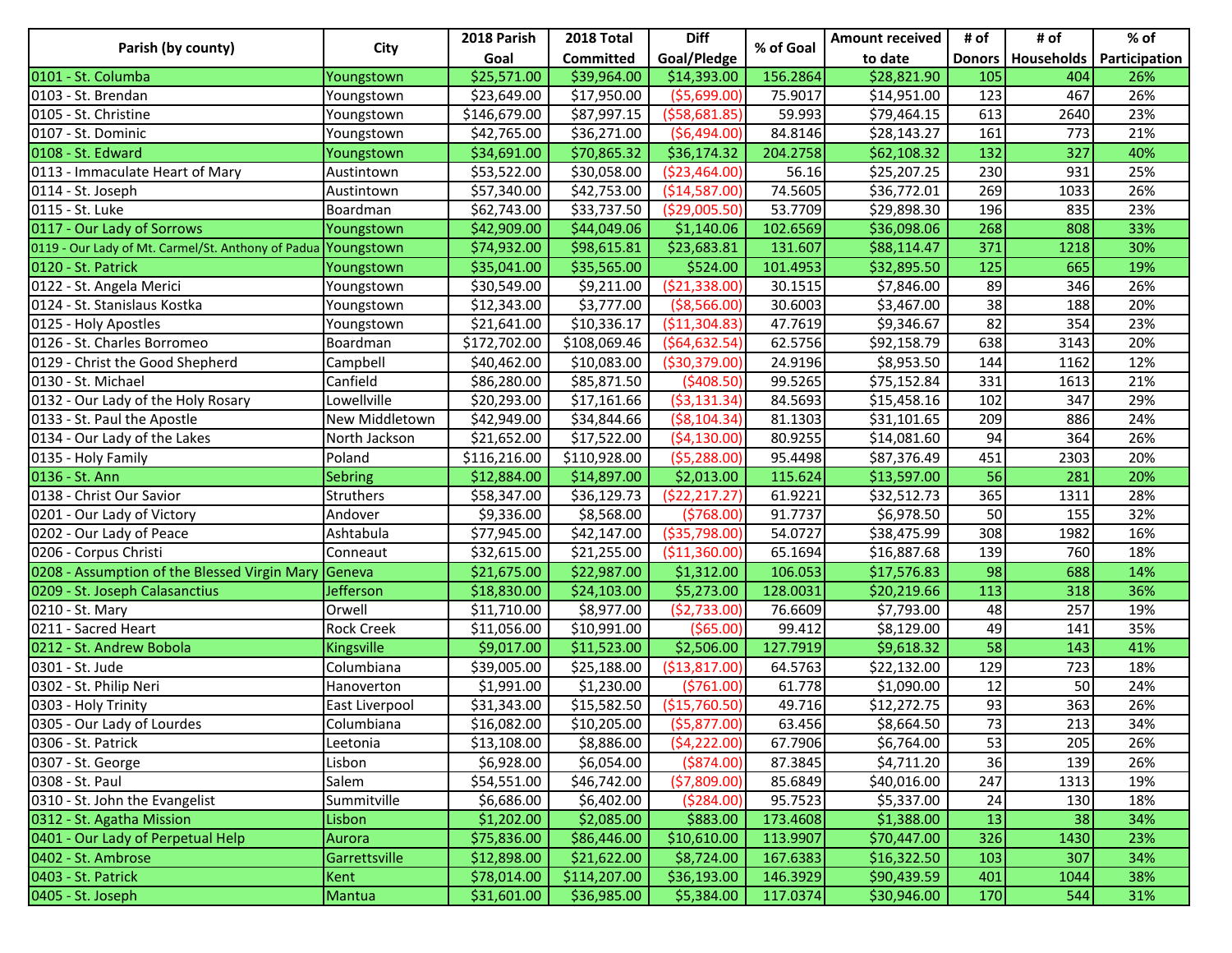| Parish (by county) | City | 2018 Parish Goal | 2018 Total Committed | Diff Goal/Pledge | % of Goal | Amount received to date | # of Donors | # of Households | % of Participation |
|---|---|---|---|---|---|---|---|---|---|
| 0101 - St. Columba | Youngstown | $25,571.00 | $39,964.00 | $14,393.00 | 156.2864 | $28,821.90 | 105 | 404 | 26% |
| 0103 - St. Brendan | Youngstown | $23,649.00 | $17,950.00 | ($5,699.00) | 75.9017 | $14,951.00 | 123 | 467 | 26% |
| 0105 - St. Christine | Youngstown | $146,679.00 | $87,997.15 | ($58,681.85) | 59.993 | $79,464.15 | 613 | 2640 | 23% |
| 0107 - St. Dominic | Youngstown | $42,765.00 | $36,271.00 | ($6,494.00) | 84.8146 | $28,143.27 | 161 | 773 | 21% |
| 0108 - St. Edward | Youngstown | $34,691.00 | $70,865.32 | $36,174.32 | 204.2758 | $62,108.32 | 132 | 327 | 40% |
| 0113 - Immaculate Heart of Mary | Austintown | $53,522.00 | $30,058.00 | ($23,464.00) | 56.16 | $25,207.25 | 230 | 931 | 25% |
| 0114 - St. Joseph | Austintown | $57,340.00 | $42,753.00 | ($14,587.00) | 74.5605 | $36,772.01 | 269 | 1033 | 26% |
| 0115 - St. Luke | Boardman | $62,743.00 | $33,737.50 | ($29,005.50) | 53.7709 | $29,898.30 | 196 | 835 | 23% |
| 0117 - Our Lady of Sorrows | Youngstown | $42,909.00 | $44,049.06 | $1,140.06 | 102.6569 | $36,098.06 | 268 | 808 | 33% |
| 0119 - Our Lady of Mt. Carmel/St. Anthony of Padua | Youngstown | $74,932.00 | $98,615.81 | $23,683.81 | 131.607 | $88,114.47 | 371 | 1218 | 30% |
| 0120 - St. Patrick | Youngstown | $35,041.00 | $35,565.00 | $524.00 | 101.4953 | $32,895.50 | 125 | 665 | 19% |
| 0122 - St. Angela Merici | Youngstown | $30,549.00 | $9,211.00 | ($21,338.00) | 30.1515 | $7,846.00 | 89 | 346 | 26% |
| 0124 - St. Stanislaus Kostka | Youngstown | $12,343.00 | $3,777.00 | ($8,566.00) | 30.6003 | $3,467.00 | 38 | 188 | 20% |
| 0125 - Holy Apostles | Youngstown | $21,641.00 | $10,336.17 | ($11,304.83) | 47.7619 | $9,346.67 | 82 | 354 | 23% |
| 0126 - St. Charles Borromeo | Boardman | $172,702.00 | $108,069.46 | ($64,632.54) | 62.5756 | $92,158.79 | 638 | 3143 | 20% |
| 0129 - Christ the Good Shepherd | Campbell | $40,462.00 | $10,083.00 | ($30,379.00) | 24.9196 | $8,953.50 | 144 | 1162 | 12% |
| 0130 - St. Michael | Canfield | $86,280.00 | $85,871.50 | ($408.50) | 99.5265 | $75,152.84 | 331 | 1613 | 21% |
| 0132 - Our Lady of the Holy Rosary | Lowellville | $20,293.00 | $17,161.66 | ($3,131.34) | 84.5693 | $15,458.16 | 102 | 347 | 29% |
| 0133 - St. Paul the Apostle | New Middletown | $42,949.00 | $34,844.66 | ($8,104.34) | 81.1303 | $31,101.65 | 209 | 886 | 24% |
| 0134 - Our Lady of the Lakes | North Jackson | $21,652.00 | $17,522.00 | ($4,130.00) | 80.9255 | $14,081.60 | 94 | 364 | 26% |
| 0135 - Holy Family | Poland | $116,216.00 | $110,928.00 | ($5,288.00) | 95.4498 | $87,376.49 | 451 | 2303 | 20% |
| 0136 - St. Ann | Sebring | $12,884.00 | $14,897.00 | $2,013.00 | 115.624 | $13,597.00 | 56 | 281 | 20% |
| 0138 - Christ Our Savior | Struthers | $58,347.00 | $36,129.73 | ($22,217.27) | 61.9221 | $32,512.73 | 365 | 1311 | 28% |
| 0201 - Our Lady of Victory | Andover | $9,336.00 | $8,568.00 | ($768.00) | 91.7737 | $6,978.50 | 50 | 155 | 32% |
| 0202 - Our Lady of Peace | Ashtabula | $77,945.00 | $42,147.00 | ($35,798.00) | 54.0727 | $38,475.99 | 308 | 1982 | 16% |
| 0206 - Corpus Christi | Conneaut | $32,615.00 | $21,255.00 | ($11,360.00) | 65.1694 | $16,887.68 | 139 | 760 | 18% |
| 0208 - Assumption of the Blessed Virgin Mary | Geneva | $21,675.00 | $22,987.00 | $1,312.00 | 106.053 | $17,576.83 | 98 | 688 | 14% |
| 0209 - St. Joseph Calasanctius | Jefferson | $18,830.00 | $24,103.00 | $5,273.00 | 128.0031 | $20,219.66 | 113 | 318 | 36% |
| 0210 - St. Mary | Orwell | $11,710.00 | $8,977.00 | ($2,733.00) | 76.6609 | $7,793.00 | 48 | 257 | 19% |
| 0211 - Sacred Heart | Rock Creek | $11,056.00 | $10,991.00 | ($65.00) | 99.412 | $8,129.00 | 49 | 141 | 35% |
| 0212 - St. Andrew Bobola | Kingsville | $9,017.00 | $11,523.00 | $2,506.00 | 127.7919 | $9,618.32 | 58 | 143 | 41% |
| 0301 - St. Jude | Columbiana | $39,005.00 | $25,188.00 | ($13,817.00) | 64.5763 | $22,132.00 | 129 | 723 | 18% |
| 0302 - St. Philip Neri | Hanoverton | $1,991.00 | $1,230.00 | ($761.00) | 61.778 | $1,090.00 | 12 | 50 | 24% |
| 0303 - Holy Trinity | East Liverpool | $31,343.00 | $15,582.50 | ($15,760.50) | 49.716 | $12,272.75 | 93 | 363 | 26% |
| 0305 - Our Lady of Lourdes | Columbiana | $16,082.00 | $10,205.00 | ($5,877.00) | 63.456 | $8,664.50 | 73 | 213 | 34% |
| 0306 - St. Patrick | Leetonia | $13,108.00 | $8,886.00 | ($4,222.00) | 67.7906 | $6,764.00 | 53 | 205 | 26% |
| 0307 - St. George | Lisbon | $6,928.00 | $6,054.00 | ($874.00) | 87.3845 | $4,711.20 | 36 | 139 | 26% |
| 0308 - St. Paul | Salem | $54,551.00 | $46,742.00 | ($7,809.00) | 85.6849 | $40,016.00 | 247 | 1313 | 19% |
| 0310 - St. John the Evangelist | Summitville | $6,686.00 | $6,402.00 | ($284.00) | 95.7523 | $5,337.00 | 24 | 130 | 18% |
| 0312 - St. Agatha Mission | Lisbon | $1,202.00 | $2,085.00 | $883.00 | 173.4608 | $1,388.00 | 13 | 38 | 34% |
| 0401 - Our Lady of Perpetual Help | Aurora | $75,836.00 | $86,446.00 | $10,610.00 | 113.9907 | $70,447.00 | 326 | 1430 | 23% |
| 0402 - St. Ambrose | Garrettsville | $12,898.00 | $21,622.00 | $8,724.00 | 167.6383 | $16,322.50 | 103 | 307 | 34% |
| 0403 - St. Patrick | Kent | $78,014.00 | $114,207.00 | $36,193.00 | 146.3929 | $90,439.59 | 401 | 1044 | 38% |
| 0405 - St. Joseph | Mantua | $31,601.00 | $36,985.00 | $5,384.00 | 117.0374 | $30,946.00 | 170 | 544 | 31% |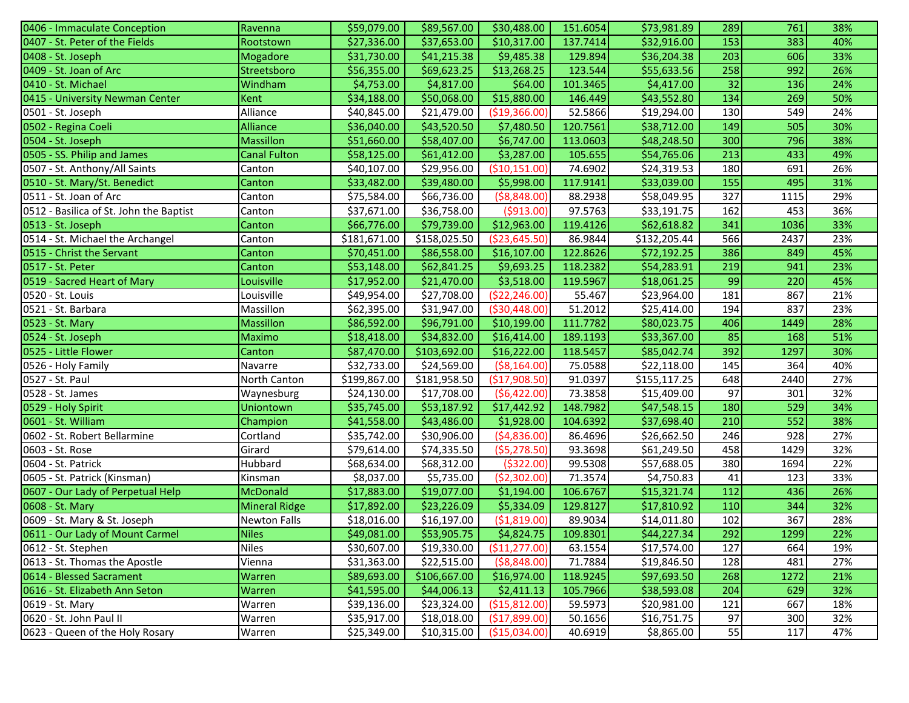| | | | | | | | | | |
|---|---|---|---|---|---|---|---|---|---|
| 0406 - Immaculate Conception | Ravenna | $59,079.00 | $89,567.00 | $30,488.00 | 151.6054 | $73,981.89 | 289 | 761 | 38% |
| 0407 - St. Peter of the Fields | Rootstown | $27,336.00 | $37,653.00 | $10,317.00 | 137.7414 | $32,916.00 | 153 | 383 | 40% |
| 0408 - St. Joseph | Mogadore | $31,730.00 | $41,215.38 | $9,485.38 | 129.894 | $36,204.38 | 203 | 606 | 33% |
| 0409 - St. Joan of Arc | Streetsboro | $56,355.00 | $69,623.25 | $13,268.25 | 123.544 | $55,633.56 | 258 | 992 | 26% |
| 0410 - St. Michael | Windham | $4,753.00 | $4,817.00 | $64.00 | 101.3465 | $4,417.00 | 32 | 136 | 24% |
| 0415 - University Newman Center | Kent | $34,188.00 | $50,068.00 | $15,880.00 | 146.449 | $43,552.80 | 134 | 269 | 50% |
| 0501 - St. Joseph | Alliance | $40,845.00 | $21,479.00 | ($19,366.00) | 52.5866 | $19,294.00 | 130 | 549 | 24% |
| 0502 - Regina Coeli | Alliance | $36,040.00 | $43,520.50 | $7,480.50 | 120.7561 | $38,712.00 | 149 | 505 | 30% |
| 0504 - St. Joseph | Massillon | $51,660.00 | $58,407.00 | $6,747.00 | 113.0603 | $48,248.50 | 300 | 796 | 38% |
| 0505 - SS. Philip and James | Canal Fulton | $58,125.00 | $61,412.00 | $3,287.00 | 105.655 | $54,765.06 | 213 | 433 | 49% |
| 0507 - St. Anthony/All Saints | Canton | $40,107.00 | $29,956.00 | ($10,151.00) | 74.6902 | $24,319.53 | 180 | 691 | 26% |
| 0510 - St. Mary/St. Benedict | Canton | $33,482.00 | $39,480.00 | $5,998.00 | 117.9141 | $33,039.00 | 155 | 495 | 31% |
| 0511 - St. Joan of Arc | Canton | $75,584.00 | $66,736.00 | ($8,848.00) | 88.2938 | $58,049.95 | 327 | 1115 | 29% |
| 0512 - Basilica of St. John the Baptist | Canton | $37,671.00 | $36,758.00 | ($913.00) | 97.5763 | $33,191.75 | 162 | 453 | 36% |
| 0513 - St. Joseph | Canton | $66,776.00 | $79,739.00 | $12,963.00 | 119.4126 | $62,618.82 | 341 | 1036 | 33% |
| 0514 - St. Michael the Archangel | Canton | $181,671.00 | $158,025.50 | ($23,645.50) | 86.9844 | $132,205.44 | 566 | 2437 | 23% |
| 0515 - Christ the Servant | Canton | $70,451.00 | $86,558.00 | $16,107.00 | 122.8626 | $72,192.25 | 386 | 849 | 45% |
| 0517 - St. Peter | Canton | $53,148.00 | $62,841.25 | $9,693.25 | 118.2382 | $54,283.91 | 219 | 941 | 23% |
| 0519 - Sacred Heart of Mary | Louisville | $17,952.00 | $21,470.00 | $3,518.00 | 119.5967 | $18,061.25 | 99 | 220 | 45% |
| 0520 - St. Louis | Louisville | $49,954.00 | $27,708.00 | ($22,246.00) | 55.467 | $23,964.00 | 181 | 867 | 21% |
| 0521 - St. Barbara | Massillon | $62,395.00 | $31,947.00 | ($30,448.00) | 51.2012 | $25,414.00 | 194 | 837 | 23% |
| 0523 - St. Mary | Massillon | $86,592.00 | $96,791.00 | $10,199.00 | 111.7782 | $80,023.75 | 406 | 1449 | 28% |
| 0524 - St. Joseph | Maximo | $18,418.00 | $34,832.00 | $16,414.00 | 189.1193 | $33,367.00 | 85 | 168 | 51% |
| 0525 - Little Flower | Canton | $87,470.00 | $103,692.00 | $16,222.00 | 118.5457 | $85,042.74 | 392 | 1297 | 30% |
| 0526 - Holy Family | Navarre | $32,733.00 | $24,569.00 | ($8,164.00) | 75.0588 | $22,118.00 | 145 | 364 | 40% |
| 0527 - St. Paul | North Canton | $199,867.00 | $181,958.50 | ($17,908.50) | 91.0397 | $155,117.25 | 648 | 2440 | 27% |
| 0528 - St. James | Waynesburg | $24,130.00 | $17,708.00 | ($6,422.00) | 73.3858 | $15,409.00 | 97 | 301 | 32% |
| 0529 - Holy Spirit | Uniontown | $35,745.00 | $53,187.92 | $17,442.92 | 148.7982 | $47,548.15 | 180 | 529 | 34% |
| 0601 - St. William | Champion | $41,558.00 | $43,486.00 | $1,928.00 | 104.6392 | $37,698.40 | 210 | 552 | 38% |
| 0602 - St. Robert Bellarmine | Cortland | $35,742.00 | $30,906.00 | ($4,836.00) | 86.4696 | $26,662.50 | 246 | 928 | 27% |
| 0603 - St. Rose | Girard | $79,614.00 | $74,335.50 | ($5,278.50) | 93.3698 | $61,249.50 | 458 | 1429 | 32% |
| 0604 - St. Patrick | Hubbard | $68,634.00 | $68,312.00 | ($322.00) | 99.5308 | $57,688.05 | 380 | 1694 | 22% |
| 0605 - St. Patrick (Kinsman) | Kinsman | $8,037.00 | $5,735.00 | ($2,302.00) | 71.3574 | $4,750.83 | 41 | 123 | 33% |
| 0607 - Our Lady of Perpetual Help | McDonald | $17,883.00 | $19,077.00 | $1,194.00 | 106.6767 | $15,321.74 | 112 | 436 | 26% |
| 0608 - St. Mary | Mineral Ridge | $17,892.00 | $23,226.09 | $5,334.09 | 129.8127 | $17,810.92 | 110 | 344 | 32% |
| 0609 - St. Mary & St. Joseph | Newton Falls | $18,016.00 | $16,197.00 | ($1,819.00) | 89.9034 | $14,011.80 | 102 | 367 | 28% |
| 0611 - Our Lady of Mount Carmel | Niles | $49,081.00 | $53,905.75 | $4,824.75 | 109.8301 | $44,227.34 | 292 | 1299 | 22% |
| 0612 - St. Stephen | Niles | $30,607.00 | $19,330.00 | ($11,277.00) | 63.1554 | $17,574.00 | 127 | 664 | 19% |
| 0613 - St. Thomas the Apostle | Vienna | $31,363.00 | $22,515.00 | ($8,848.00) | 71.7884 | $19,846.50 | 128 | 481 | 27% |
| 0614 - Blessed Sacrament | Warren | $89,693.00 | $106,667.00 | $16,974.00 | 118.9245 | $97,693.50 | 268 | 1272 | 21% |
| 0616 - St. Elizabeth Ann Seton | Warren | $41,595.00 | $44,006.13 | $2,411.13 | 105.7966 | $38,593.08 | 204 | 629 | 32% |
| 0619 - St. Mary | Warren | $39,136.00 | $23,324.00 | ($15,812.00) | 59.5973 | $20,981.00 | 121 | 667 | 18% |
| 0620 - St. John Paul II | Warren | $35,917.00 | $18,018.00 | ($17,899.00) | 50.1656 | $16,751.75 | 97 | 300 | 32% |
| 0623 - Queen of the Holy Rosary | Warren | $25,349.00 | $10,315.00 | ($15,034.00) | 40.6919 | $8,865.00 | 55 | 117 | 47% |